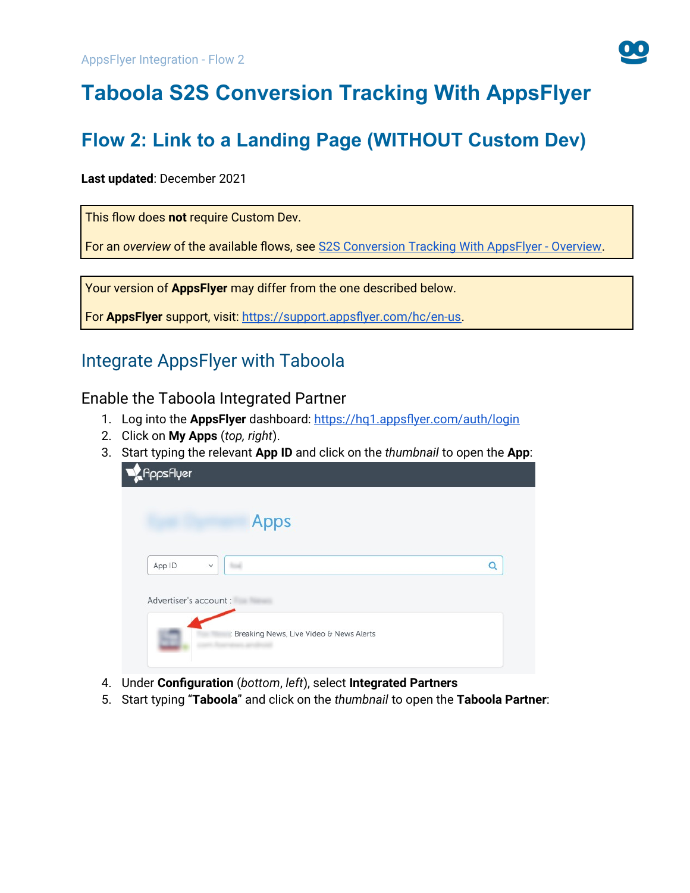# Taboola S2S Conversion Tracking With AppsFlyer

## Flow 2: Link to a Landing Page (WITHOUT Custom Dev)

**Last updated**: December 2021

> This flow does **not** require Custom Dev.
>
> For an *overview* of the available flows, see [S2S Conversion Tracking With AppsFlyer - Overview](#).

> Your version of **AppsFlyer** may differ from the one described below.
>
> For **AppsFlyer** support, visit: https://support.appsflyer.com/hc/en-us.

## Integrate AppsFlyer with Taboola

### Enable the Taboola Integrated Partner

1. Log into the **AppsFlyer** dashboard: https://hq1.appsflyer.com/auth/login
2. Click on **My Apps** (*top, right*).
3. Start typing the relevant **App ID** and click on the *thumbnail* to open the **App**:
4. Under **Configuration** (*bottom*, *left*), select **Integrated Partners**
5. Start typing "**Taboola**" and click on the *thumbnail* to open the **Taboola Partner**: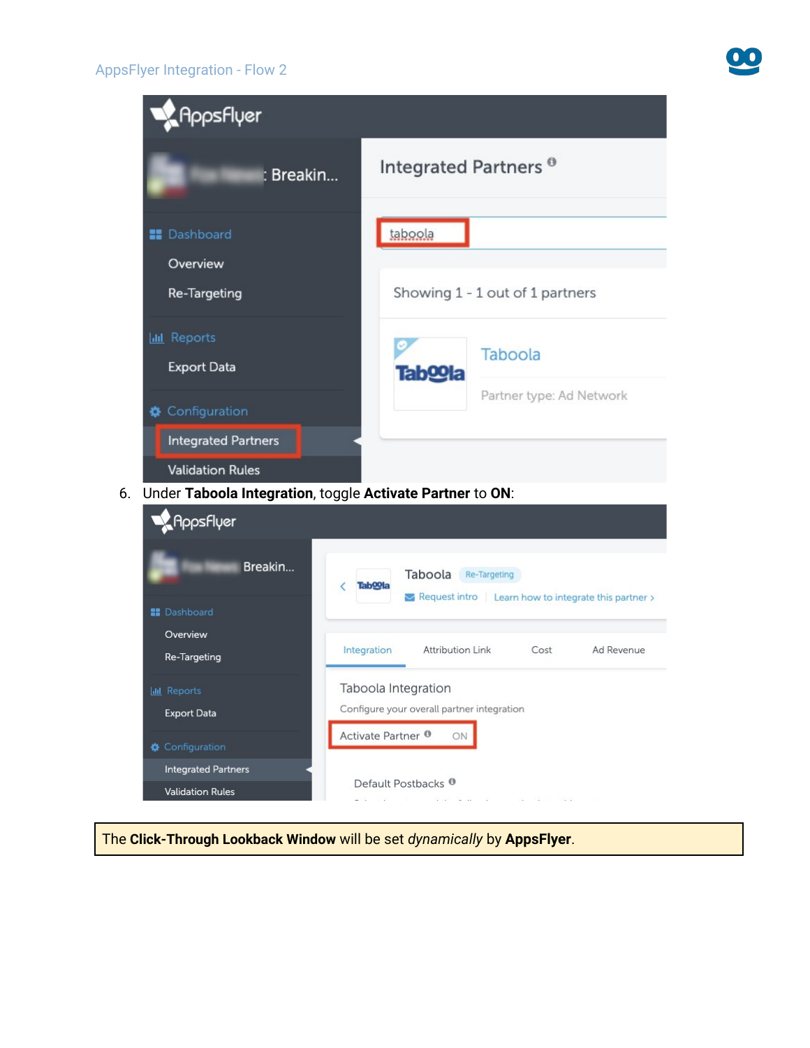6. Under **Taboola Integration**, toggle **Activate Partner** to **ON**:

The **Click-Through Lookback Window** will be set *dynamically* by **AppsFlyer**.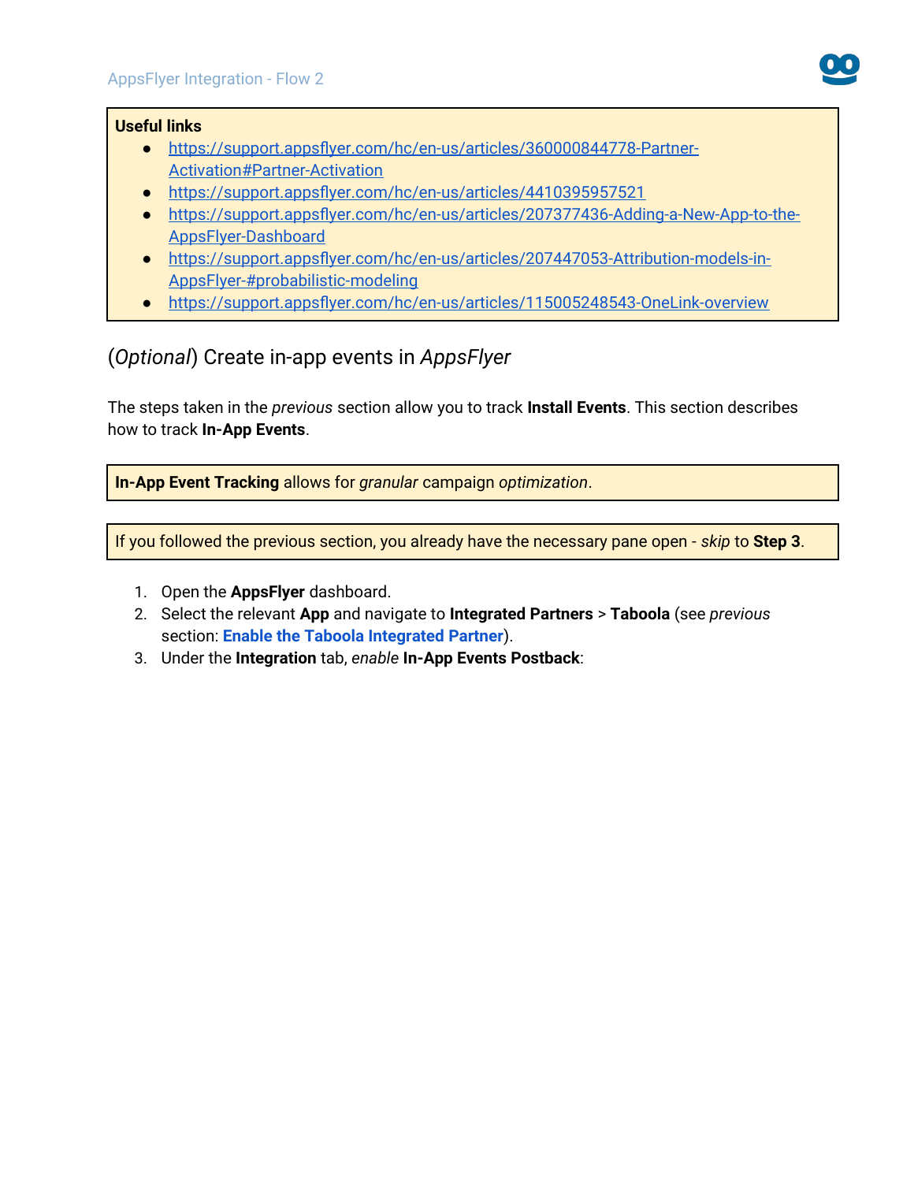**Useful links**

- [https://support.appsflyer.com/hc/en-us/articles/360000844778-Partner-Activation#Partner-Activation](https://support.appsflyer.com/hc/en-us/articles/360000844778-Partner-Activation#Partner-Activation)
- [https://support.appsflyer.com/hc/en-us/articles/4410395957521](https://support.appsflyer.com/hc/en-us/articles/4410395957521)
- [https://support.appsflyer.com/hc/en-us/articles/207377436-Adding-a-New-App-to-the-AppsFlyer-Dashboard](https://support.appsflyer.com/hc/en-us/articles/207377436-Adding-a-New-App-to-the-AppsFlyer-Dashboard)
- [https://support.appsflyer.com/hc/en-us/articles/207447053-Attribution-models-in-AppsFlyer-#probabilistic-modeling](https://support.appsflyer.com/hc/en-us/articles/207447053-Attribution-models-in-AppsFlyer-#probabilistic-modeling)
- [https://support.appsflyer.com/hc/en-us/articles/115005248543-OneLink-overview](https://support.appsflyer.com/hc/en-us/articles/115005248543-OneLink-overview)

## (*Optional*) Create in-app events in *AppsFlyer*

The steps taken in the *previous* section allow you to track **Install Events**. This section describes how to track **In-App Events**.

> **In-App Event Tracking** allows for *granular* campaign *optimization*.

> If you followed the previous section, you already have the necessary pane open - *skip* to **Step 3**.

1. Open the **AppsFlyer** dashboard.
2. Select the relevant **App** and navigate to **Integrated Partners** > **Taboola** (see *previous* section: **Enable the Taboola Integrated Partner**).
3. Under the **Integration** tab, *enable* **In-App Events Postback**: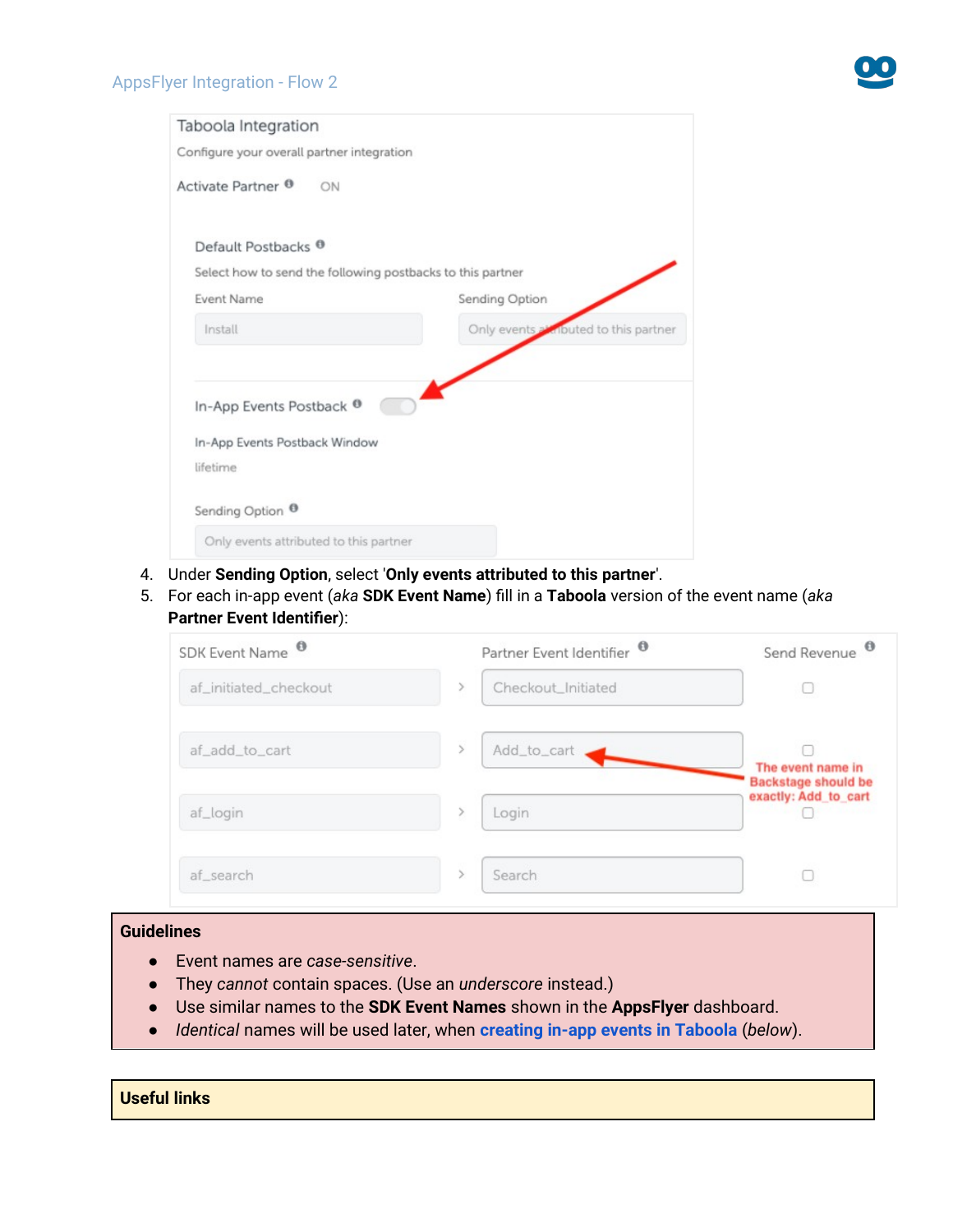4. Under **Sending Option**, select '**Only events attributed to this partner**'.
5. For each in-app event (*aka* **SDK Event Name**) fill in a **Taboola** version of the event name (*aka* **Partner Event Identifier**):

| Guidelines |
|---|
| • Event names are *case-sensitive*.<br>• They *cannot* contain spaces. (Use an *underscore* instead.)<br>• Use similar names to the **SDK Event Names** shown in the **AppsFlyer** dashboard.<br>• *Identical* names will be used later, when **creating in-app events in Taboola** (*below*). |

| Useful links |
|---|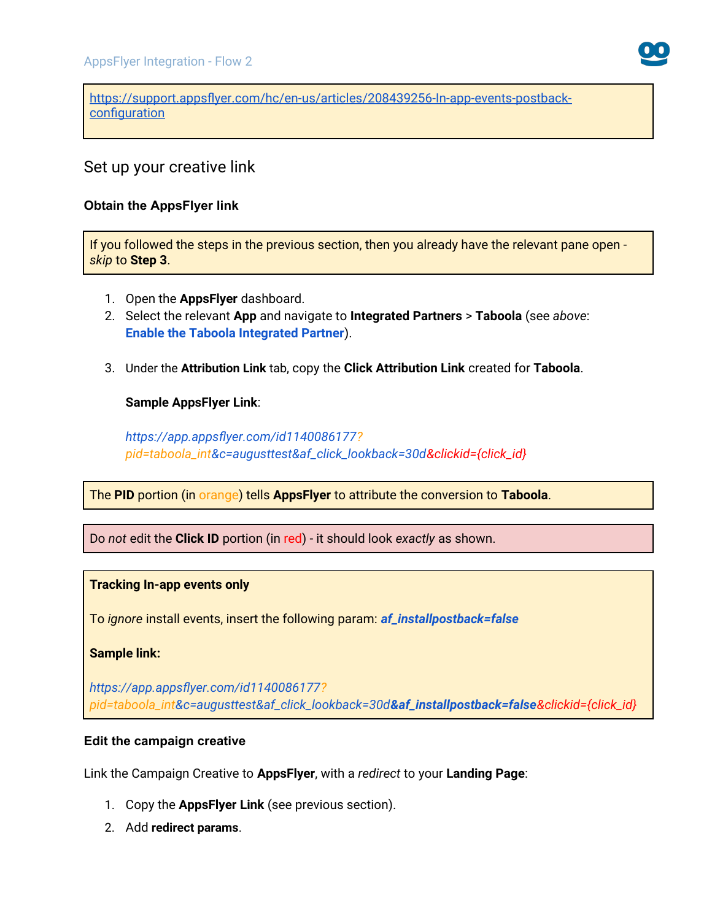https://support.appsflyer.com/hc/en-us/articles/208439256-In-app-events-postback-configuration

## Set up your creative link

### Obtain the AppsFlyer link

> If you followed the steps in the previous section, then you already have the relevant pane open - *skip* to **Step 3**.

1. Open the **AppsFlyer** dashboard.
2. Select the relevant **App** and navigate to **Integrated Partners** > **Taboola** (see *above*: **Enable the Taboola Integrated Partner**).

3. Under the **Attribution Link** tab, copy the **Click Attribution Link** created for **Taboola**.

   **Sample AppsFlyer Link**:

   *https://app.appsflyer.com/id1140086177?pid=taboola_int&c=augusttest&af_click_lookback=30d&clickid={click_id}*

> The **PID** portion (in orange) tells **AppsFlyer** to attribute the conversion to **Taboola**.

> Do *not* edit the **Click ID** portion (in red) - it should look *exactly* as shown.

> **Tracking In-app events only**
>
> To *ignore* install events, insert the following param: ***af_installpostback=false***
>
> **Sample link:**
>
> *https://app.appsflyer.com/id1140086177?pid=taboola_int&c=augusttest&af_click_lookback=30d**&af_installpostback=false**&clickid={click_id}*

### Edit the campaign creative

Link the Campaign Creative to **AppsFlyer**, with a *redirect* to your **Landing Page**:

1. Copy the **AppsFlyer Link** (see previous section).
2. Add **redirect params**.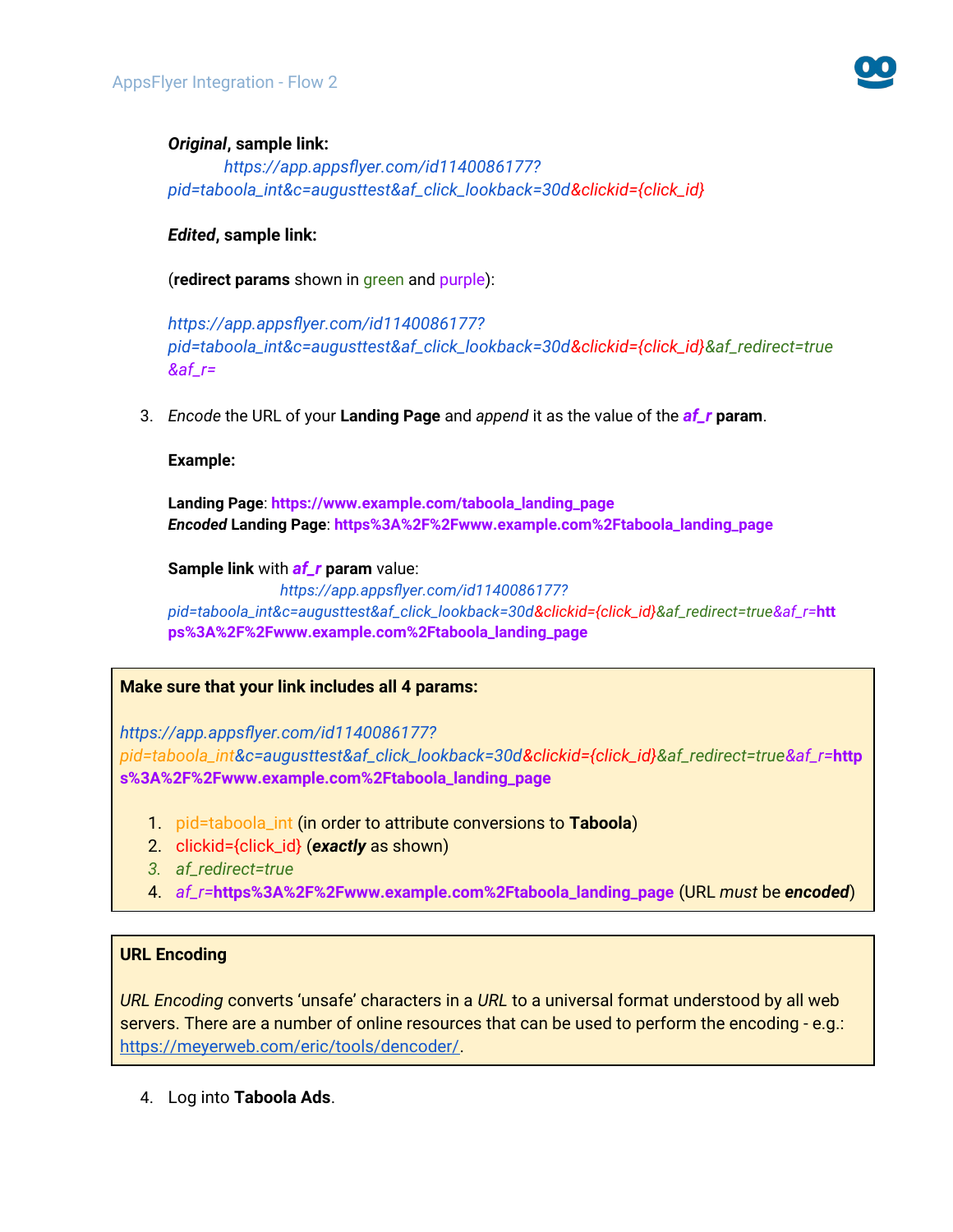***Original*, sample link:**

*https://app.appsflyer.com/id1140086177?pid=taboola_int&c=augusttest&af_click_lookback=30d&clickid={click_id}*

***Edited*, sample link:**

(**redirect params** shown in green and purple):

*https://app.appsflyer.com/id1140086177?pid=taboola_int&c=augusttest&af_click_lookback=30d&clickid={click_id}&af_redirect=true&af_r=*

3. *Encode* the URL of your **Landing Page** and *append* it as the value of the ***af_r*** **param**.

   **Example:**

   **Landing Page**: **https://www.example.com/taboola_landing_page**
   ***Encoded* Landing Page**: **https%3A%2F%2Fwww.example.com%2Ftaboola_landing_page**

   **Sample link** with ***af_r*** **param** value:
   *https://app.appsflyer.com/id1140086177?pid=taboola_int&c=augusttest&af_click_lookback=30d&clickid={click_id}&af_redirect=true&af_r=***https%3A%2F%2Fwww.example.com%2Ftaboola_landing_page**

---

**Make sure that your link includes all 4 params:**

*https://app.appsflyer.com/id1140086177?pid=taboola_int&c=augusttest&af_click_lookback=30d&clickid={click_id}&af_redirect=true&af_r=***https%3A%2F%2Fwww.example.com%2Ftaboola_landing_page**

1. pid=taboola_int (in order to attribute conversions to **Taboola**)
2. clickid={click_id} (***exactly*** as shown)
3. *af_redirect=true*
4. *af_r=***https%3A%2F%2Fwww.example.com%2Ftaboola_landing_page** (URL *must* be ***encoded***)

---

**URL Encoding**

*URL Encoding* converts 'unsafe' characters in a *URL* to a universal format understood by all web servers. There are a number of online resources that can be used to perform the encoding - e.g.: https://meyerweb.com/eric/tools/dencoder/.

---

4. Log into **Taboola Ads**.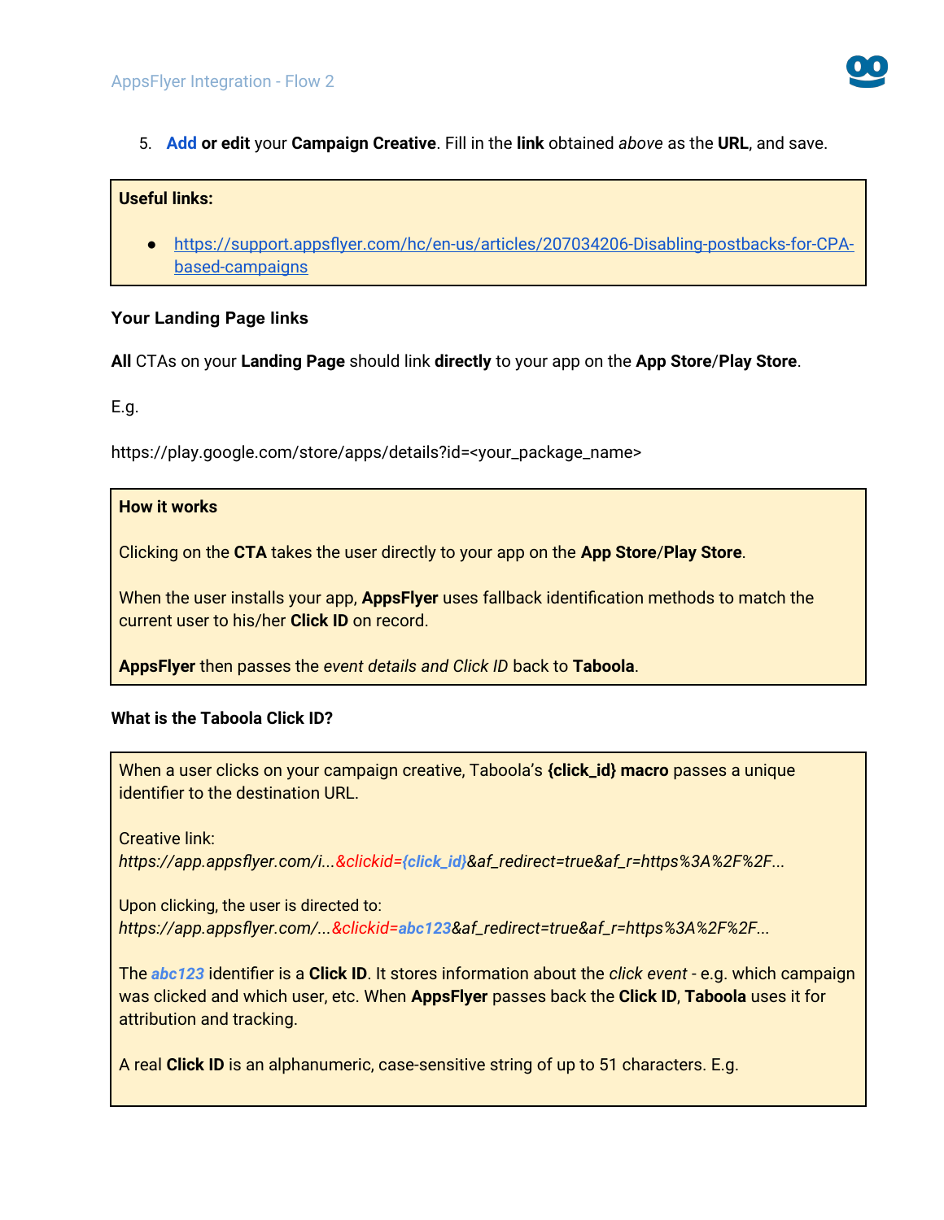5. **Add or edit** your **Campaign Creative**. Fill in the **link** obtained *above* as the **URL**, and save.

> **Useful links:**
>
> - [https://support.appsflyer.com/hc/en-us/articles/207034206-Disabling-postbacks-for-CPA-based-campaigns](https://support.appsflyer.com/hc/en-us/articles/207034206-Disabling-postbacks-for-CPA-based-campaigns)

### Your Landing Page links

**All** CTAs on your **Landing Page** should link **directly** to your app on the **App Store**/**Play Store**.

E.g.

https://play.google.com/store/apps/details?id=<your_package_name>

> **How it works**
>
> Clicking on the **CTA** takes the user directly to your app on the **App Store**/**Play Store**.
>
> When the user installs your app, **AppsFlyer** uses fallback identification methods to match the current user to his/her **Click ID** on record.
>
> **AppsFlyer** then passes the *event details and Click ID* back to **Taboola**.

### What is the Taboola Click ID?

> When a user clicks on your campaign creative, Taboola's **{click_id} macro** passes a unique identifier to the destination URL.
>
> Creative link:
> *https://app.appsflyer.com/i...&clickid=**{click_id}**&af_redirect=true&af_r=https%3A%2F%2F...*
>
> Upon clicking, the user is directed to:
> *https://app.appsflyer.com/...&clickid=**abc123**&af_redirect=true&af_r=https%3A%2F%2F...*
>
> The ***abc123*** identifier is a **Click ID**. It stores information about the *click event* - e.g. which campaign was clicked and which user, etc. When **AppsFlyer** passes back the **Click ID**, **Taboola** uses it for attribution and tracking.
>
> A real **Click ID** is an alphanumeric, case-sensitive string of up to 51 characters. E.g.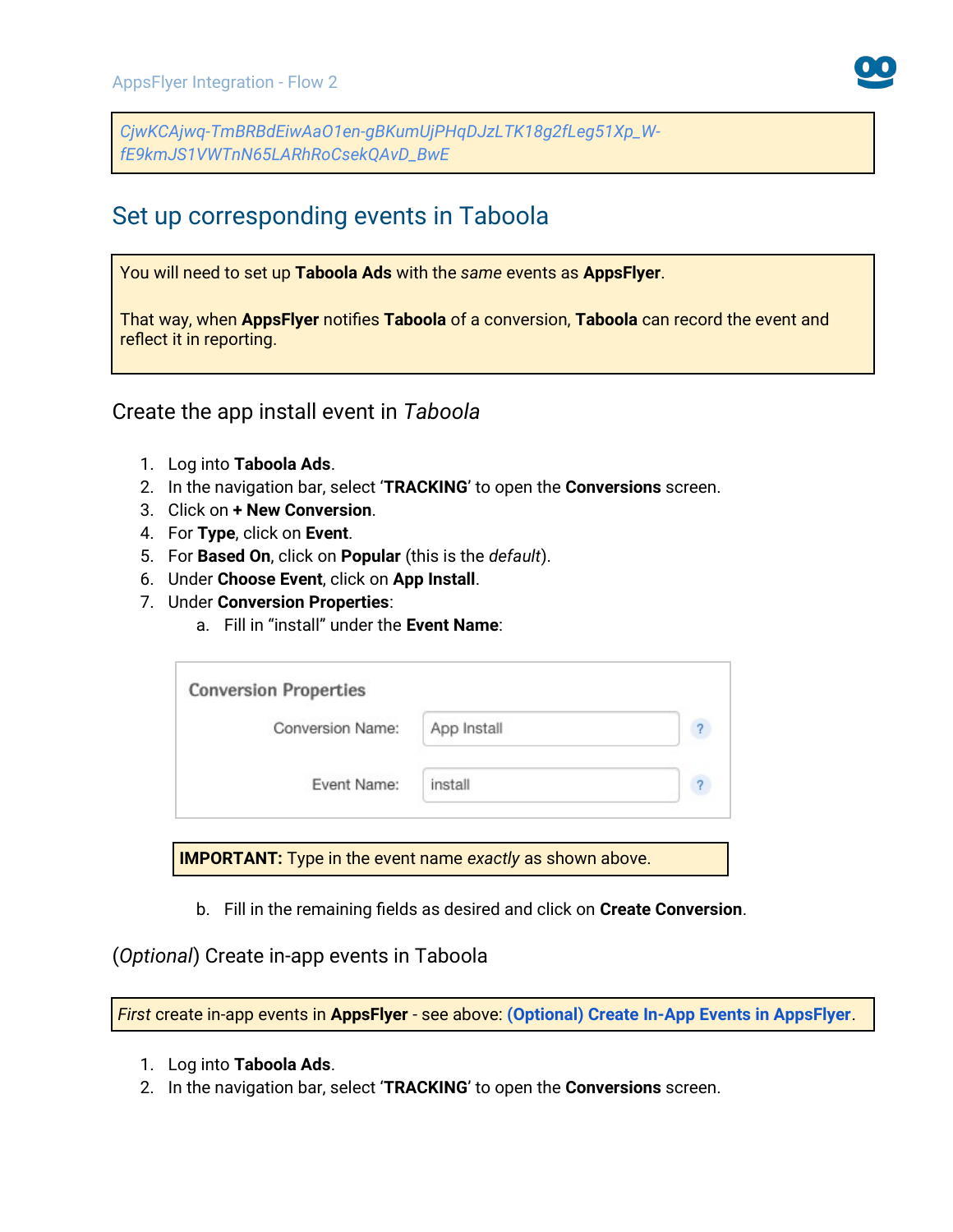CjwKCAjwq-TmBRBdEiwAaO1en-gBKumUjPHqDJzLTK18g2fLeg51Xp_W-fE9kmJS1VWTnN65LARhRoCsekQAvD_BwE

## Set up corresponding events in Taboola

You will need to set up **Taboola Ads** with the *same* events as **AppsFlyer**.

That way, when **AppsFlyer** notifies **Taboola** of a conversion, **Taboola** can record the event and reflect it in reporting.

### Create the app install event in *Taboola*

1. Log into **Taboola Ads**.
2. In the navigation bar, select '**TRACKING**' to open the **Conversions** screen.
3. Click on **+ New Conversion**.
4. For **Type**, click on **Event**.
5. For **Based On**, click on **Popular** (this is the *default*).
6. Under **Choose Event**, click on **App Install**.
7. Under **Conversion Properties**:
   a. Fill in "install" under the **Event Name**:

   **Conversion Properties**

   | | |
   |---|---|
   | Conversion Name: | App Install |
   | Event Name: | install |

   **IMPORTANT:** Type in the event name *exactly* as shown above.

   b. Fill in the remaining fields as desired and click on **Create Conversion**.

### (*Optional*) Create in-app events in Taboola

*First* create in-app events in **AppsFlyer** - see above: **(Optional) Create In-App Events in AppsFlyer**.

1. Log into **Taboola Ads**.
2. In the navigation bar, select '**TRACKING**' to open the **Conversions** screen.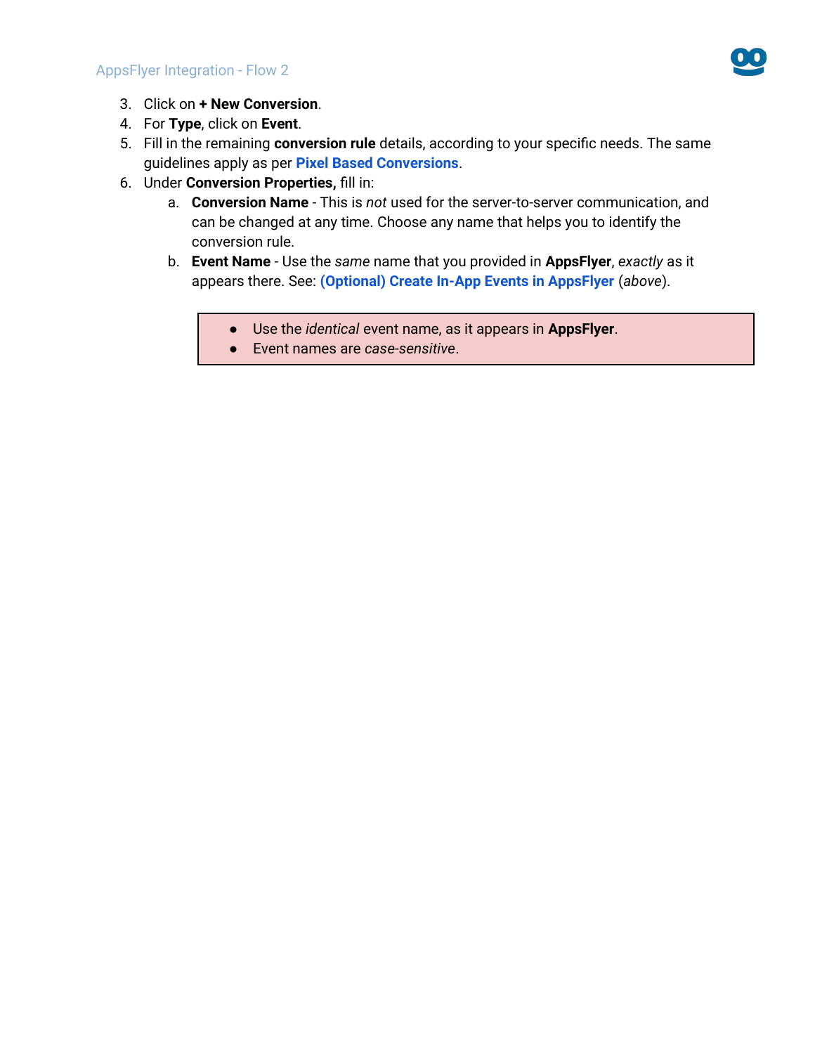3. Click on **+ New Conversion**.
4. For **Type**, click on **Event**.
5. Fill in the remaining **conversion rule** details, according to your specific needs. The same guidelines apply as per **Pixel Based Conversions**.
6. Under **Conversion Properties,** fill in:
    a. **Conversion Name** - This is *not* used for the server-to-server communication, and can be changed at any time. Choose any name that helps you to identify the conversion rule.
    b. **Event Name** - Use the *same* name that you provided in **AppsFlyer**, *exactly* as it appears there. See: **(Optional) Create In-App Events in AppsFlyer** (*above*).

> - Use the *identical* event name, as it appears in **AppsFlyer**.
> - Event names are *case-sensitive*.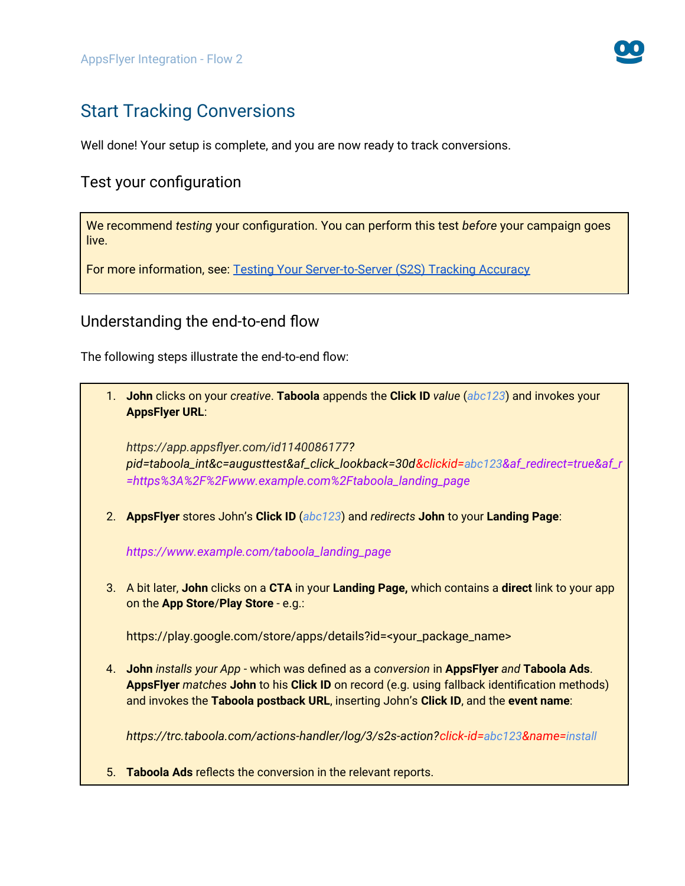# Start Tracking Conversions

Well done! Your setup is complete, and you are now ready to track conversions.

## Test your configuration

> We recommend *testing* your configuration. You can perform this test *before* your campaign goes live.
>
> For more information, see: [Testing Your Server-to-Server (S2S) Tracking Accuracy]()

## Understanding the end-to-end flow

The following steps illustrate the end-to-end flow:

1. **John** clicks on your *creative*. **Taboola** appends the **Click ID** *value* (*abc123*) and invokes your **AppsFlyer URL**:

   *https://app.appsflyer.com/id1140086177?pid=taboola_int&c=augusttest&af_click_lookback=30d&clickid=abc123&af_redirect=true&af_r=https%3A%2F%2Fwww.example.com%2Ftaboola_landing_page*

2. **AppsFlyer** stores John's **Click ID** (*abc123*) and *redirects* **John** to your **Landing Page**:

   *https://www.example.com/taboola_landing_page*

3. A bit later, **John** clicks on a **CTA** in your **Landing Page,** which contains a **direct** link to your app on the **App Store**/**Play Store** - e.g.:

   https://play.google.com/store/apps/details?id=<your_package_name>

4. **John** *installs your App* - which was defined as a *conversion* in **AppsFlyer** *and* **Taboola Ads**. **AppsFlyer** *matches* **John** to his **Click ID** on record (e.g. using fallback identification methods) and invokes the **Taboola postback URL**, inserting John's **Click ID**, and the **event name**:

   *https://trc.taboola.com/actions-handler/log/3/s2s-action?click-id=abc123&name=install*

5. **Taboola Ads** reflects the conversion in the relevant reports.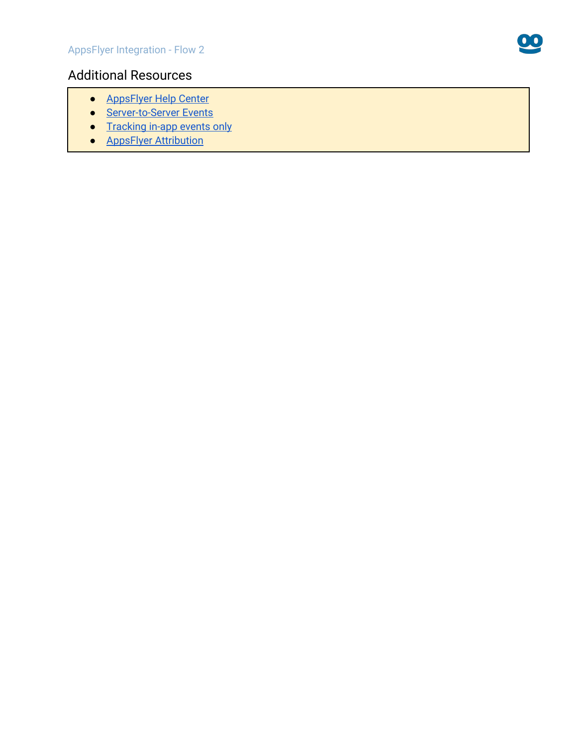## Additional Resources

- AppsFlyer Help Center
- Server-to-Server Events
- Tracking in-app events only
- AppsFlyer Attribution